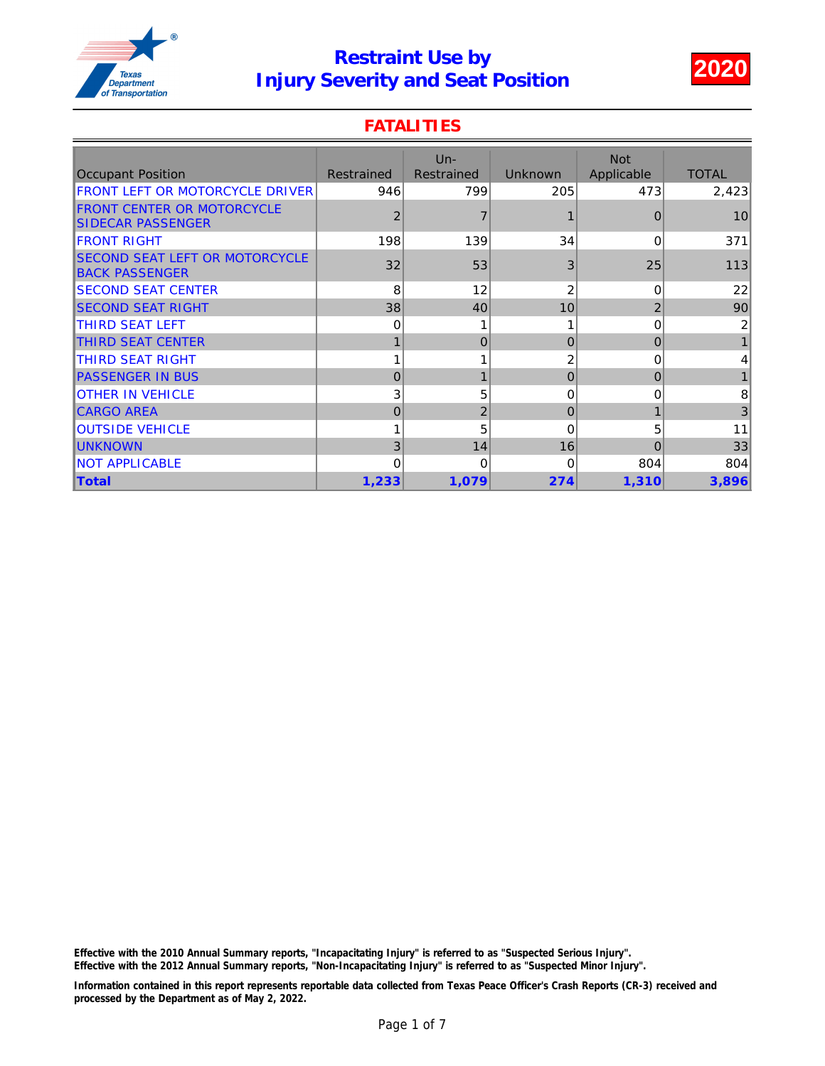# Restraint Use by Injury Severity and Seat Position

2020

## FATALITIES

| Occupant Position | Restrained | Un-Restrained | Unknown | Not Applicable | TOTAL |
|---|---|---|---|---|---|
| FRONT LEFT OR MOTORCYCLE DRIVER | 946 | 799 | 205 | 473 | 2,423 |
| FRONT CENTER OR MOTORCYCLE SIDECAR PASSENGER | 2 | 7 | 1 | 0 | 10 |
| FRONT RIGHT | 198 | 139 | 34 | 0 | 371 |
| SECOND SEAT LEFT OR MOTORCYCLE BACK PASSENGER | 32 | 53 | 3 | 25 | 113 |
| SECOND SEAT CENTER | 8 | 12 | 2 | 0 | 22 |
| SECOND SEAT RIGHT | 38 | 40 | 10 | 2 | 90 |
| THIRD SEAT LEFT | 0 | 1 | 1 | 0 | 2 |
| THIRD SEAT CENTER | 1 | 0 | 0 | 0 | 1 |
| THIRD SEAT RIGHT | 1 | 1 | 2 | 0 | 4 |
| PASSENGER IN BUS | 0 | 1 | 0 | 0 | 1 |
| OTHER IN VEHICLE | 3 | 5 | 0 | 0 | 8 |
| CARGO AREA | 0 | 2 | 0 | 1 | 3 |
| OUTSIDE VEHICLE | 1 | 5 | 0 | 5 | 11 |
| UNKNOWN | 3 | 14 | 16 | 0 | 33 |
| NOT APPLICABLE | 0 | 0 | 0 | 804 | 804 |
| **Total** | **1,233** | **1,079** | **274** | **1,310** | **3,896** |

**Effective with the 2010 Annual Summary reports, "Incapacitating Injury" is referred to as "Suspected Serious Injury".**
**Effective with the 2012 Annual Summary reports, "Non-Incapacitating Injury" is referred to as "Suspected Minor Injury".**

**Information contained in this report represents reportable data collected from Texas Peace Officer's Crash Reports (CR-3) received and processed by the Department as of May 2, 2022.**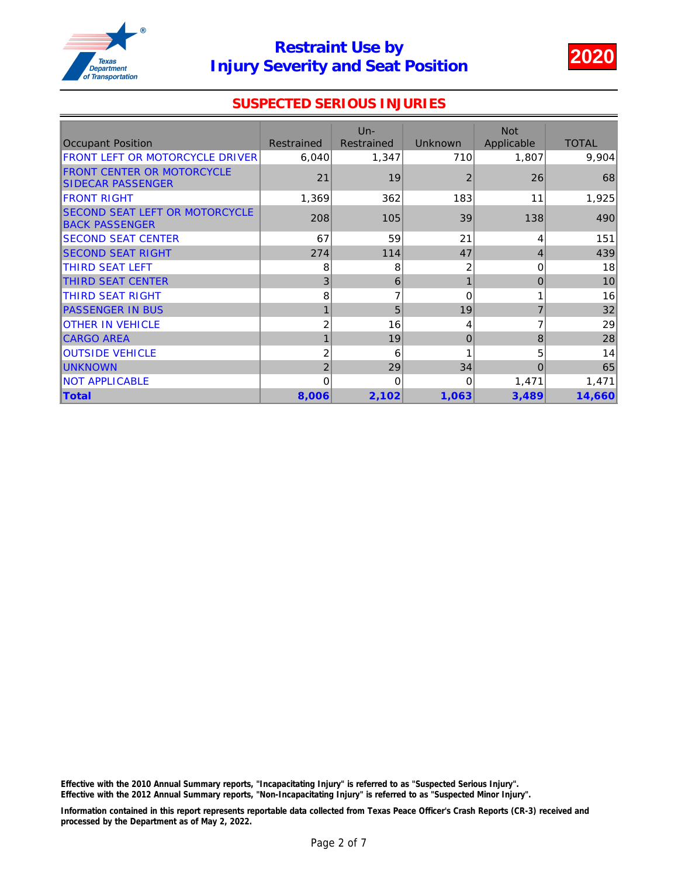# Restraint Use by Injury Severity and Seat Position

## 2020

### SUSPECTED SERIOUS INJURIES

| Occupant Position | Restrained | Un-Restrained | Unknown | Not Applicable | TOTAL |
|---|---|---|---|---|---|
| FRONT LEFT OR MOTORCYCLE DRIVER | 6,040 | 1,347 | 710 | 1,807 | 9,904 |
| FRONT CENTER OR MOTORCYCLE SIDECAR PASSENGER | 21 | 19 | 2 | 26 | 68 |
| FRONT RIGHT | 1,369 | 362 | 183 | 11 | 1,925 |
| SECOND SEAT LEFT OR MOTORCYCLE BACK PASSENGER | 208 | 105 | 39 | 138 | 490 |
| SECOND SEAT CENTER | 67 | 59 | 21 | 4 | 151 |
| SECOND SEAT RIGHT | 274 | 114 | 47 | 4 | 439 |
| THIRD SEAT LEFT | 8 | 8 | 2 | 0 | 18 |
| THIRD SEAT CENTER | 3 | 6 | 1 | 0 | 10 |
| THIRD SEAT RIGHT | 8 | 7 | 0 | 1 | 16 |
| PASSENGER IN BUS | 1 | 5 | 19 | 7 | 32 |
| OTHER IN VEHICLE | 2 | 16 | 4 | 7 | 29 |
| CARGO AREA | 1 | 19 | 0 | 8 | 28 |
| OUTSIDE VEHICLE | 2 | 6 | 1 | 5 | 14 |
| UNKNOWN | 2 | 29 | 34 | 0 | 65 |
| NOT APPLICABLE | 0 | 0 | 0 | 1,471 | 1,471 |
| **Total** | **8,006** | **2,102** | **1,063** | **3,489** | **14,660** |

**Effective with the 2010 Annual Summary reports, "Incapacitating Injury" is referred to as "Suspected Serious Injury".**
**Effective with the 2012 Annual Summary reports, "Non-Incapacitating Injury" is referred to as "Suspected Minor Injury".**

**Information contained in this report represents reportable data collected from Texas Peace Officer's Crash Reports (CR-3) received and processed by the Department as of May 2, 2022.**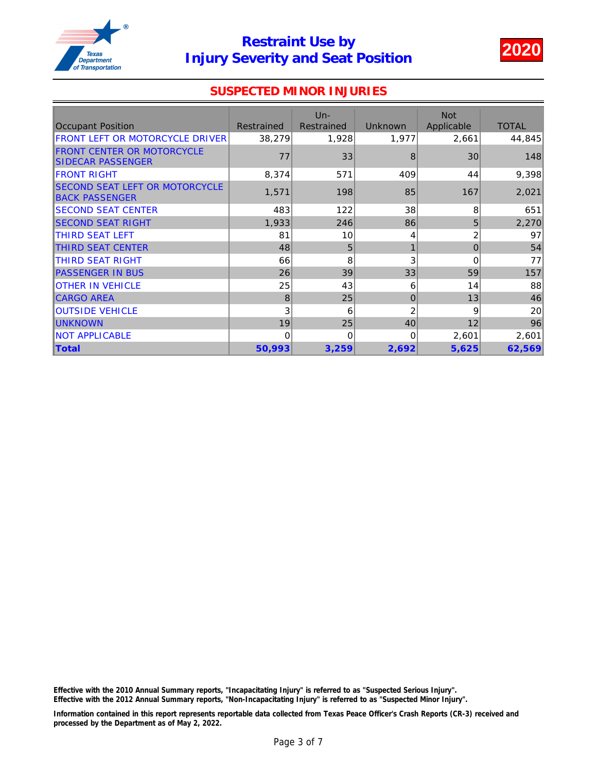# Restraint Use by Injury Severity and Seat Position

**2020**

## SUSPECTED MINOR INJURIES

| Occupant Position | Restrained | Un-Restrained | Unknown | Not Applicable | TOTAL |
|---|---|---|---|---|---|
| FRONT LEFT OR MOTORCYCLE DRIVER | 38,279 | 1,928 | 1,977 | 2,661 | 44,845 |
| FRONT CENTER OR MOTORCYCLE SIDECAR PASSENGER | 77 | 33 | 8 | 30 | 148 |
| FRONT RIGHT | 8,374 | 571 | 409 | 44 | 9,398 |
| SECOND SEAT LEFT OR MOTORCYCLE BACK PASSENGER | 1,571 | 198 | 85 | 167 | 2,021 |
| SECOND SEAT CENTER | 483 | 122 | 38 | 8 | 651 |
| SECOND SEAT RIGHT | 1,933 | 246 | 86 | 5 | 2,270 |
| THIRD SEAT LEFT | 81 | 10 | 4 | 2 | 97 |
| THIRD SEAT CENTER | 48 | 5 | 1 | 0 | 54 |
| THIRD SEAT RIGHT | 66 | 8 | 3 | 0 | 77 |
| PASSENGER IN BUS | 26 | 39 | 33 | 59 | 157 |
| OTHER IN VEHICLE | 25 | 43 | 6 | 14 | 88 |
| CARGO AREA | 8 | 25 | 0 | 13 | 46 |
| OUTSIDE VEHICLE | 3 | 6 | 2 | 9 | 20 |
| UNKNOWN | 19 | 25 | 40 | 12 | 96 |
| NOT APPLICABLE | 0 | 0 | 0 | 2,601 | 2,601 |
| **Total** | **50,993** | **3,259** | **2,692** | **5,625** | **62,569** |

**Effective with the 2010 Annual Summary reports, "Incapacitating Injury" is referred to as "Suspected Serious Injury".**
**Effective with the 2012 Annual Summary reports, "Non-Incapacitating Injury" is referred to as "Suspected Minor Injury".**

**Information contained in this report represents reportable data collected from Texas Peace Officer's Crash Reports (CR-3) received and processed by the Department as of May 2, 2022.**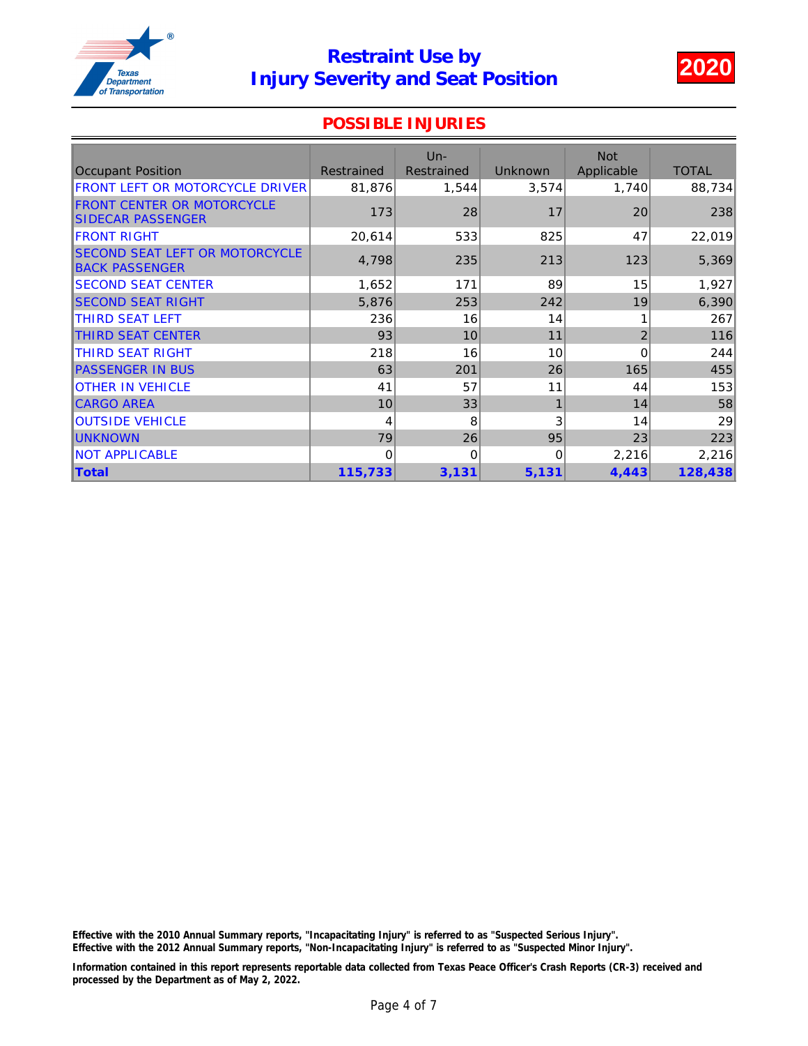# Restraint Use by Injury Severity and Seat Position

**2020**

## POSSIBLE INJURIES

| Occupant Position | Restrained | Un-Restrained | Unknown | Not Applicable | TOTAL |
|---|---|---|---|---|---|
| FRONT LEFT OR MOTORCYCLE DRIVER | 81,876 | 1,544 | 3,574 | 1,740 | 88,734 |
| FRONT CENTER OR MOTORCYCLE SIDECAR PASSENGER | 173 | 28 | 17 | 20 | 238 |
| FRONT RIGHT | 20,614 | 533 | 825 | 47 | 22,019 |
| SECOND SEAT LEFT OR MOTORCYCLE BACK PASSENGER | 4,798 | 235 | 213 | 123 | 5,369 |
| SECOND SEAT CENTER | 1,652 | 171 | 89 | 15 | 1,927 |
| SECOND SEAT RIGHT | 5,876 | 253 | 242 | 19 | 6,390 |
| THIRD SEAT LEFT | 236 | 16 | 14 | 1 | 267 |
| THIRD SEAT CENTER | 93 | 10 | 11 | 2 | 116 |
| THIRD SEAT RIGHT | 218 | 16 | 10 | 0 | 244 |
| PASSENGER IN BUS | 63 | 201 | 26 | 165 | 455 |
| OTHER IN VEHICLE | 41 | 57 | 11 | 44 | 153 |
| CARGO AREA | 10 | 33 | 1 | 14 | 58 |
| OUTSIDE VEHICLE | 4 | 8 | 3 | 14 | 29 |
| UNKNOWN | 79 | 26 | 95 | 23 | 223 |
| NOT APPLICABLE | 0 | 0 | 0 | 2,216 | 2,216 |
| **Total** | **115,733** | **3,131** | **5,131** | **4,443** | **128,438** |

**Effective with the 2010 Annual Summary reports, "Incapacitating Injury" is referred to as "Suspected Serious Injury".**
**Effective with the 2012 Annual Summary reports, "Non-Incapacitating Injury" is referred to as "Suspected Minor Injury".**

**Information contained in this report represents reportable data collected from Texas Peace Officer's Crash Reports (CR-3) received and processed by the Department as of May 2, 2022.**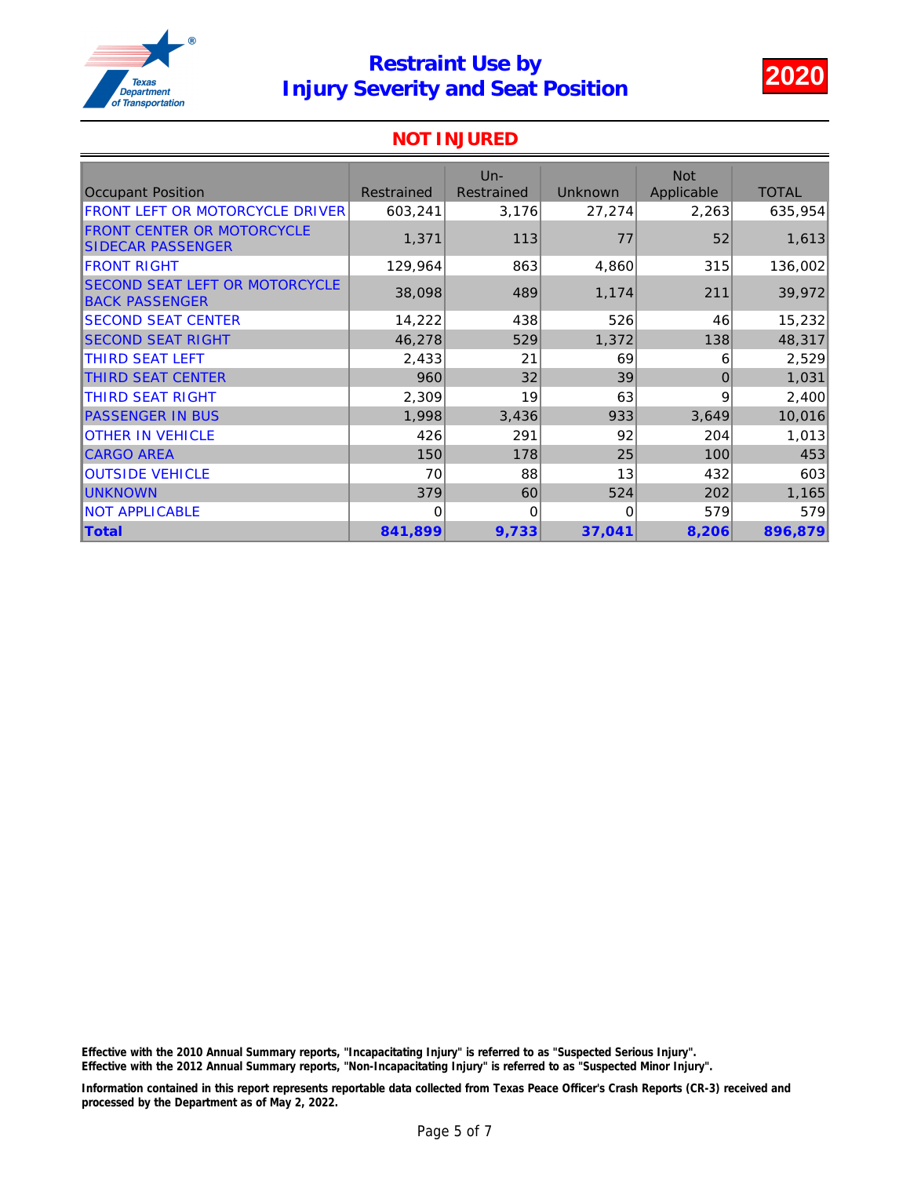# Restraint Use by Injury Severity and Seat Position

**2020**

## NOT INJURED

| Occupant Position | Restrained | Un-Restrained | Unknown | Not Applicable | TOTAL |
|---|---|---|---|---|---|
| FRONT LEFT OR MOTORCYCLE DRIVER | 603,241 | 3,176 | 27,274 | 2,263 | 635,954 |
| FRONT CENTER OR MOTORCYCLE SIDECAR PASSENGER | 1,371 | 113 | 77 | 52 | 1,613 |
| FRONT RIGHT | 129,964 | 863 | 4,860 | 315 | 136,002 |
| SECOND SEAT LEFT OR MOTORCYCLE BACK PASSENGER | 38,098 | 489 | 1,174 | 211 | 39,972 |
| SECOND SEAT CENTER | 14,222 | 438 | 526 | 46 | 15,232 |
| SECOND SEAT RIGHT | 46,278 | 529 | 1,372 | 138 | 48,317 |
| THIRD SEAT LEFT | 2,433 | 21 | 69 | 6 | 2,529 |
| THIRD SEAT CENTER | 960 | 32 | 39 | 0 | 1,031 |
| THIRD SEAT RIGHT | 2,309 | 19 | 63 | 9 | 2,400 |
| PASSENGER IN BUS | 1,998 | 3,436 | 933 | 3,649 | 10,016 |
| OTHER IN VEHICLE | 426 | 291 | 92 | 204 | 1,013 |
| CARGO AREA | 150 | 178 | 25 | 100 | 453 |
| OUTSIDE VEHICLE | 70 | 88 | 13 | 432 | 603 |
| UNKNOWN | 379 | 60 | 524 | 202 | 1,165 |
| NOT APPLICABLE | 0 | 0 | 0 | 579 | 579 |
| **Total** | **841,899** | **9,733** | **37,041** | **8,206** | **896,879** |

**Effective with the 2010 Annual Summary reports, "Incapacitating Injury" is referred to as "Suspected Serious Injury".**
**Effective with the 2012 Annual Summary reports, "Non-Incapacitating Injury" is referred to as "Suspected Minor Injury".**

**Information contained in this report represents reportable data collected from Texas Peace Officer's Crash Reports (CR-3) received and processed by the Department as of May 2, 2022.**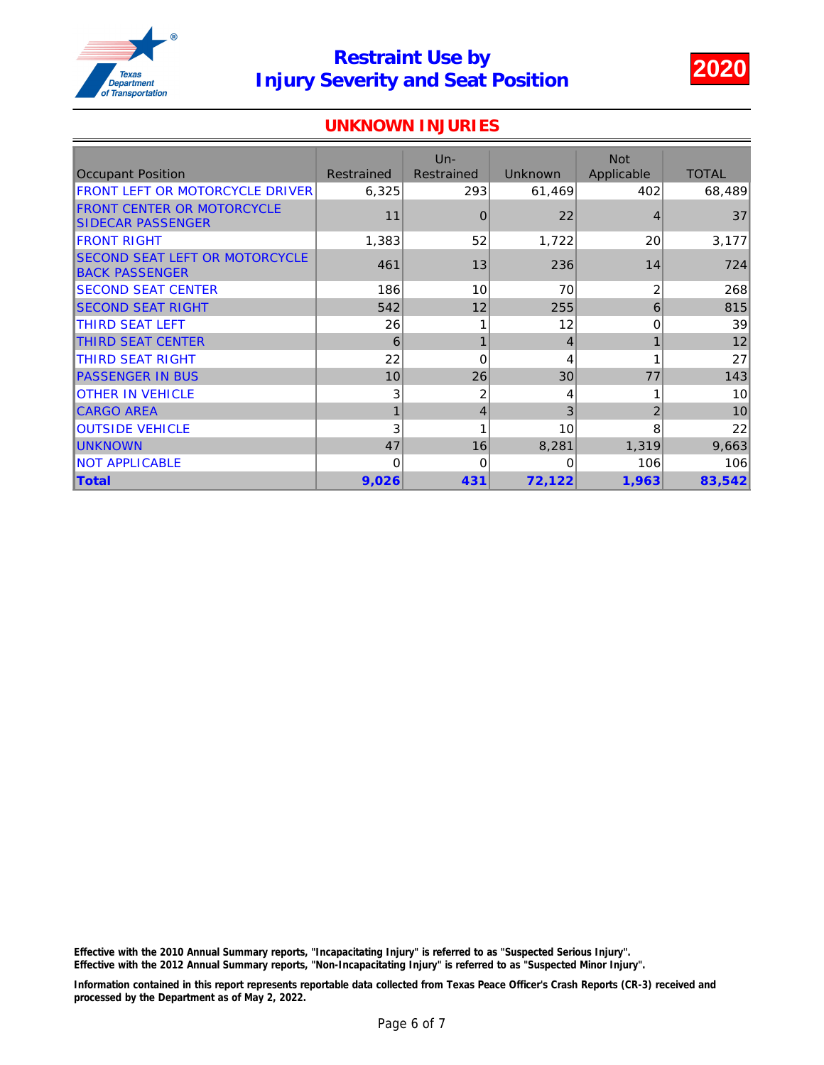# Restraint Use by Injury Severity and Seat Position

**2020**

## UNKNOWN INJURIES

| Occupant Position | Restrained | Un-Restrained | Unknown | Not Applicable | TOTAL |
|---|---|---|---|---|---|
| FRONT LEFT OR MOTORCYCLE DRIVER | 6,325 | 293 | 61,469 | 402 | 68,489 |
| FRONT CENTER OR MOTORCYCLE SIDECAR PASSENGER | 11 | 0 | 22 | 4 | 37 |
| FRONT RIGHT | 1,383 | 52 | 1,722 | 20 | 3,177 |
| SECOND SEAT LEFT OR MOTORCYCLE BACK PASSENGER | 461 | 13 | 236 | 14 | 724 |
| SECOND SEAT CENTER | 186 | 10 | 70 | 2 | 268 |
| SECOND SEAT RIGHT | 542 | 12 | 255 | 6 | 815 |
| THIRD SEAT LEFT | 26 | 1 | 12 | 0 | 39 |
| THIRD SEAT CENTER | 6 | 1 | 4 | 1 | 12 |
| THIRD SEAT RIGHT | 22 | 0 | 4 | 1 | 27 |
| PASSENGER IN BUS | 10 | 26 | 30 | 77 | 143 |
| OTHER IN VEHICLE | 3 | 2 | 4 | 1 | 10 |
| CARGO AREA | 1 | 4 | 3 | 2 | 10 |
| OUTSIDE VEHICLE | 3 | 1 | 10 | 8 | 22 |
| UNKNOWN | 47 | 16 | 8,281 | 1,319 | 9,663 |
| NOT APPLICABLE | 0 | 0 | 0 | 106 | 106 |
| **Total** | **9,026** | **431** | **72,122** | **1,963** | **83,542** |

**Effective with the 2010 Annual Summary reports, "Incapacitating Injury" is referred to as "Suspected Serious Injury".**
**Effective with the 2012 Annual Summary reports, "Non-Incapacitating Injury" is referred to as "Suspected Minor Injury".**

**Information contained in this report represents reportable data collected from Texas Peace Officer's Crash Reports (CR-3) received and processed by the Department as of May 2, 2022.**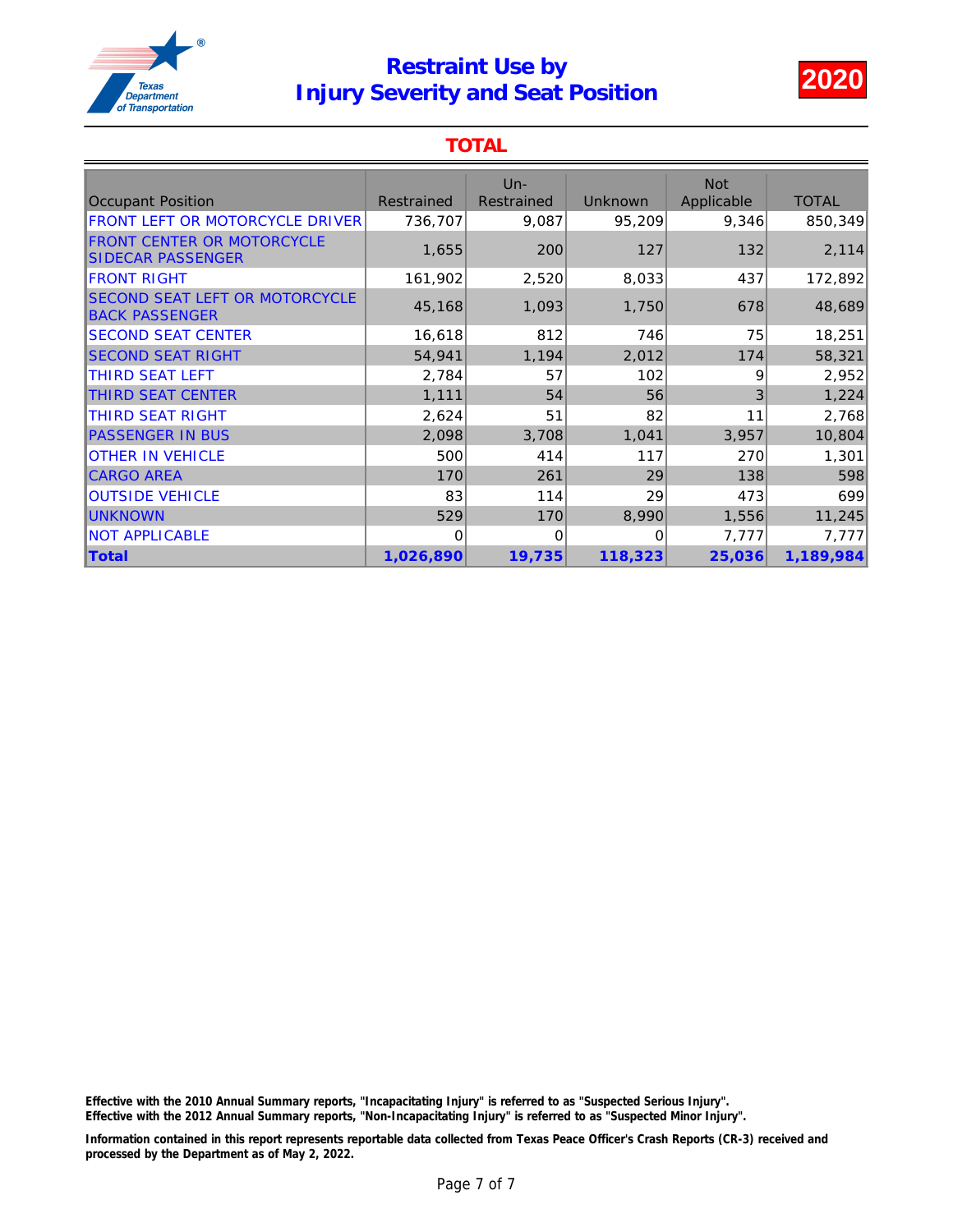# Restraint Use by Injury Severity and Seat Position

**2020**

## TOTAL

| Occupant Position | Restrained | Un-Restrained | Unknown | Not Applicable | TOTAL |
|---|---|---|---|---|---|
| FRONT LEFT OR MOTORCYCLE DRIVER | 736,707 | 9,087 | 95,209 | 9,346 | 850,349 |
| FRONT CENTER OR MOTORCYCLE SIDECAR PASSENGER | 1,655 | 200 | 127 | 132 | 2,114 |
| FRONT RIGHT | 161,902 | 2,520 | 8,033 | 437 | 172,892 |
| SECOND SEAT LEFT OR MOTORCYCLE BACK PASSENGER | 45,168 | 1,093 | 1,750 | 678 | 48,689 |
| SECOND SEAT CENTER | 16,618 | 812 | 746 | 75 | 18,251 |
| SECOND SEAT RIGHT | 54,941 | 1,194 | 2,012 | 174 | 58,321 |
| THIRD SEAT LEFT | 2,784 | 57 | 102 | 9 | 2,952 |
| THIRD SEAT CENTER | 1,111 | 54 | 56 | 3 | 1,224 |
| THIRD SEAT RIGHT | 2,624 | 51 | 82 | 11 | 2,768 |
| PASSENGER IN BUS | 2,098 | 3,708 | 1,041 | 3,957 | 10,804 |
| OTHER IN VEHICLE | 500 | 414 | 117 | 270 | 1,301 |
| CARGO AREA | 170 | 261 | 29 | 138 | 598 |
| OUTSIDE VEHICLE | 83 | 114 | 29 | 473 | 699 |
| UNKNOWN | 529 | 170 | 8,990 | 1,556 | 11,245 |
| NOT APPLICABLE | 0 | 0 | 0 | 7,777 | 7,777 |
| **Total** | **1,026,890** | **19,735** | **118,323** | **25,036** | **1,189,984** |

**Effective with the 2010 Annual Summary reports, "Incapacitating Injury" is referred to as "Suspected Serious Injury".**
**Effective with the 2012 Annual Summary reports, "Non-Incapacitating Injury" is referred to as "Suspected Minor Injury".**

**Information contained in this report represents reportable data collected from Texas Peace Officer's Crash Reports (CR-3) received and processed by the Department as of May 2, 2022.**